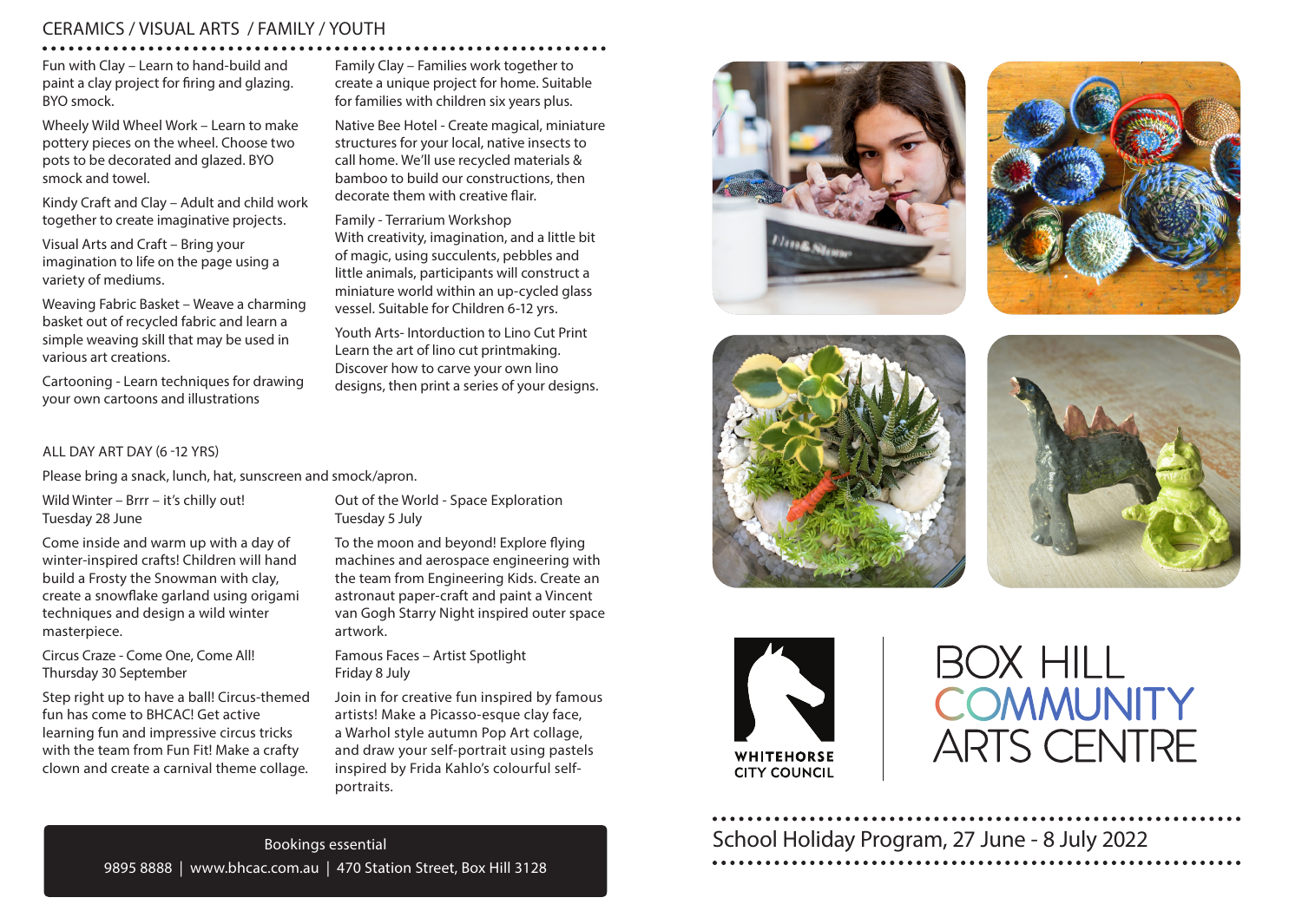## CERAMICS / VISUAL ARTS / FAMILY / YOUTH

Fun with Clay – Learn to hand-build and paint a clay project for firing and glazing. BYO smock.

Wheely Wild Wheel Work – Learn to make pottery pieces on the wheel. Choose two pots to be decorated and glazed. BYO smock and towel.

Kindy Craft and Clay – Adult and child work together to create imaginative projects.

Visual Arts and Craft – Bring your imagination to life on the page using a variety of mediums.

Weaving Fabric Basket – Weave a charming basket out of recycled fabric and learn a simple weaving skill that may be used in various art creations.

Cartooning - Learn techniques for drawing your own cartoons and illustrations

Family Clay – Families work together to create a unique project for home. Suitable for families with children six years plus.

Native Bee Hotel - Create magical, miniature structures for your local, native insects to call home. We'll use recycled materials & bamboo to build our constructions, then decorate them with creative flair.

Family - Terrarium Workshop
With creativity, imagination, and a little bit of magic, using succulents, pebbles and little animals, participants will construct a miniature world within an up-cycled glass vessel. Suitable for Children 6-12 yrs.

Youth Arts- Intorduction to Lino Cut Print
Learn the art of lino cut printmaking. Discover how to carve your own lino designs, then print a series of your designs.

## ALL DAY ART DAY (6 -12 YRS)

Please bring a snack, lunch, hat, sunscreen and smock/apron.

**Wild Winter – Brrr – it's chilly out!**
Tuesday 28 June

Come inside and warm up with a day of winter-inspired crafts! Children will hand build a Frosty the Snowman with clay, create a snowflake garland using origami techniques and design a wild winter masterpiece.

**Circus Craze - Come One, Come All!**
Thursday 30 September

Step right up to have a ball! Circus-themed fun has come to BHCAC! Get active learning fun and impressive circus tricks with the team from Fun Fit! Make a crafty clown and create a carnival theme collage.

**Out of the World - Space Exploration**
Tuesday 5 July

To the moon and beyond! Explore flying machines and aerospace engineering with the team from Engineering Kids. Create an astronaut paper-craft and paint a Vincent van Gogh Starry Night inspired outer space artwork.

**Famous Faces – Artist Spotlight**
Friday 8 July

Join in for creative fun inspired by famous artists! Make a Picasso-esque clay face, a Warhol style autumn Pop Art collage, and draw your self-portrait using pastels inspired by Frida Kahlo's colourful self-portraits.

**Bookings essential**
9895 8888 | www.bhcac.com.au | 470 Station Street, Box Hill 3128

WHITEHORSE CITY COUNCIL

# BOX HILL COMMUNITY ARTS CENTRE

School Holiday Program, 27 June - 8 July 2022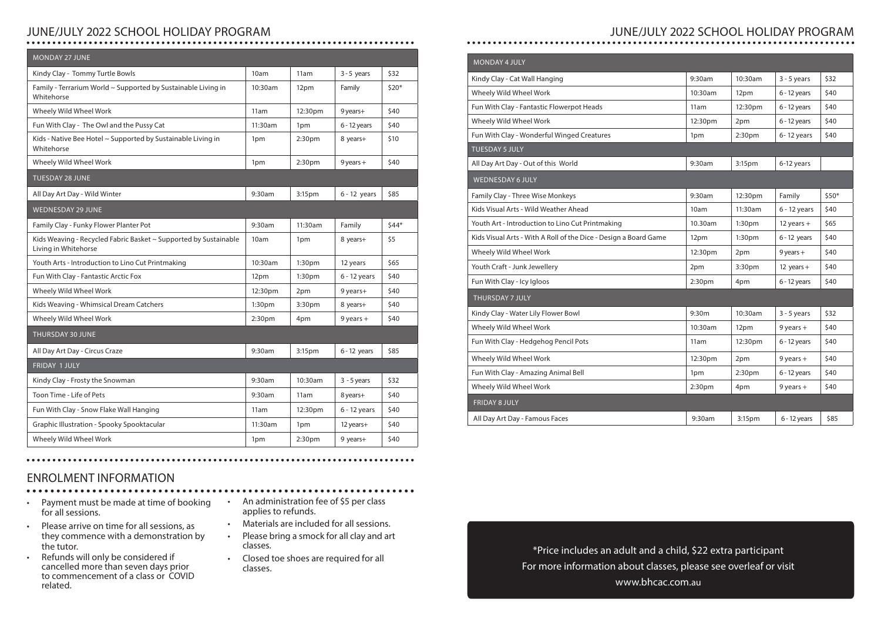## JUNE/JULY 2022 SCHOOL HOLIDAY PROGRAM

| | | | | |
|---|---|---|---|---|
| **MONDAY 27 JUNE** | | | | |
| Kindy Clay - Tommy Turtle Bowls | 10am | 11am | 3 - 5 years | $32 |
| Family - Terrarium World ~ Supported by Sustainable Living in Whitehorse | 10:30am | 12pm | Family | $20* |
| Wheely Wild Wheel Work | 11am | 12:30pm | 9 years+ | $40 |
| Fun With Clay - The Owl and the Pussy Cat | 11:30am | 1pm | 6 - 12 years | $40 |
| Kids - Native Bee Hotel ~ Supported by Sustainable Living in Whitehorse | 1pm | 2:30pm | 8 years+ | $10 |
| Wheely Wild Wheel Work | 1pm | 2:30pm | 9 years + | $40 |
| **TUESDAY 28 JUNE** | | | | |
| All Day Art Day - Wild Winter | 9:30am | 3:15pm | 6 - 12 years | $85 |
| **WEDNESDAY 29 JUNE** | | | | |
| Family Clay - Funky Flower Planter Pot | 9:30am | 11:30am | Family | $44* |
| Kids Weaving - Recycled Fabric Basket ~ Supported by Sustainable Living in Whitehorse | 10am | 1pm | 8 years+ | $5 |
| Youth Arts - Introduction to Lino Cut Printmaking | 10:30am | 1:30pm | 12 years | $65 |
| Fun With Clay - Fantastic Arctic Fox | 12pm | 1:30pm | 6 - 12 years | $40 |
| Wheely Wild Wheel Work | 12:30pm | 2pm | 9 years+ | $40 |
| Kids Weaving - Whimsical Dream Catchers | 1:30pm | 3:30pm | 8 years+ | $40 |
| Wheely Wild Wheel Work | 2:30pm | 4pm | 9 years + | $40 |
| **THURSDAY 30 JUNE** | | | | |
| All Day Art Day - Circus Craze | 9:30am | 3:15pm | 6 - 12 years | $85 |
| **FRIDAY 1 JULY** | | | | |
| Kindy Clay - Frosty the Snowman | 9:30am | 10:30am | 3 - 5 years | $32 |
| Toon Time - Life of Pets | 9:30am | 11am | 8 years+ | $40 |
| Fun With Clay - Snow Flake Wall Hanging | 11am | 12:30pm | 6 - 12 years | $40 |
| Graphic Illustration - Spooky Spooktacular | 11:30am | 1pm | 12 years+ | $40 |
| Wheely Wild Wheel Work | 1pm | 2:30pm | 9 years+ | $40 |

## ENROLMENT INFORMATION

- Payment must be made at time of booking for all sessions.
- Please arrive on time for all sessions, as they commence with a demonstration by the tutor.
- Refunds will only be considered if cancelled more than seven days prior to commencement of a class or COVID related.
- An administration fee of $5 per class applies to refunds.
- Materials are included for all sessions.
- Please bring a smock for all clay and art classes.
- Closed toe shoes are required for all classes.

## JUNE/JULY 2022 SCHOOL HOLIDAY PROGRAM

| | | | | |
|---|---|---|---|---|
| **MONDAY 4 JULY** | | | | |
| Kindy Clay - Cat Wall Hanging | 9:30am | 10:30am | 3 - 5 years | $32 |
| Wheely Wild Wheel Work | 10:30am | 12pm | 6 - 12 years | $40 |
| Fun With Clay - Fantastic Flowerpot Heads | 11am | 12:30pm | 6 - 12 years | $40 |
| Wheely Wild Wheel Work | 12:30pm | 2pm | 6 - 12 years | $40 |
| Fun With Clay - Wonderful Winged Creatures | 1pm | 2:30pm | 6- 12 years | $40 |
| **TUESDAY 5 JULY** | | | | |
| All Day Art Day - Out of this World | 9:30am | 3:15pm | 6-12 years | |
| **WEDNESDAY 6 JULY** | | | | |
| Family Clay - Three Wise Monkeys | 9:30am | 12:30pm | Family | $50* |
| Kids Visual Arts - Wild Weather Ahead | 10am | 11:30am | 6 - 12 years | $40 |
| Youth Art - Introduction to Lino Cut Printmaking | 10.30am | 1:30pm | 12 years + | $65 |
| Kids Visual Arts - With A Roll of the Dice - Design a Board Game | 12pm | 1:30pm | 6 - 12 years | $40 |
| Wheely Wild Wheel Work | 12:30pm | 2pm | 9 years + | $40 |
| Youth Craft - Junk Jewellery | 2pm | 3:30pm | 12 years + | $40 |
| Fun With Clay - Icy Igloos | 2:30pm | 4pm | 6 - 12 years | $40 |
| **THURSDAY 7 JULY** | | | | |
| Kindy Clay - Water Lily Flower Bowl | 9:30m | 10:30am | 3 - 5 years | $32 |
| Wheely Wild Wheel Work | 10:30am | 12pm | 9 years + | $40 |
| Fun With Clay - Hedgehog Pencil Pots | 11am | 12:30pm | 6 - 12 years | $40 |
| Wheely Wild Wheel Work | 12:30pm | 2pm | 9 years + | $40 |
| Fun With Clay - Amazing Animal Bell | 1pm | 2:30pm | 6 - 12 years | $40 |
| Wheely Wild Wheel Work | 2:30pm | 4pm | 9 years + | $40 |
| **FRIDAY 8 JULY** | | | | |
| All Day Art Day - Famous Faces | 9:30am | 3:15pm | 6 - 12 years | $85 |

*Price includes an adult and a child, $22 extra participant

For more information about classes, please see overleaf or visit www.bhcac.com.au